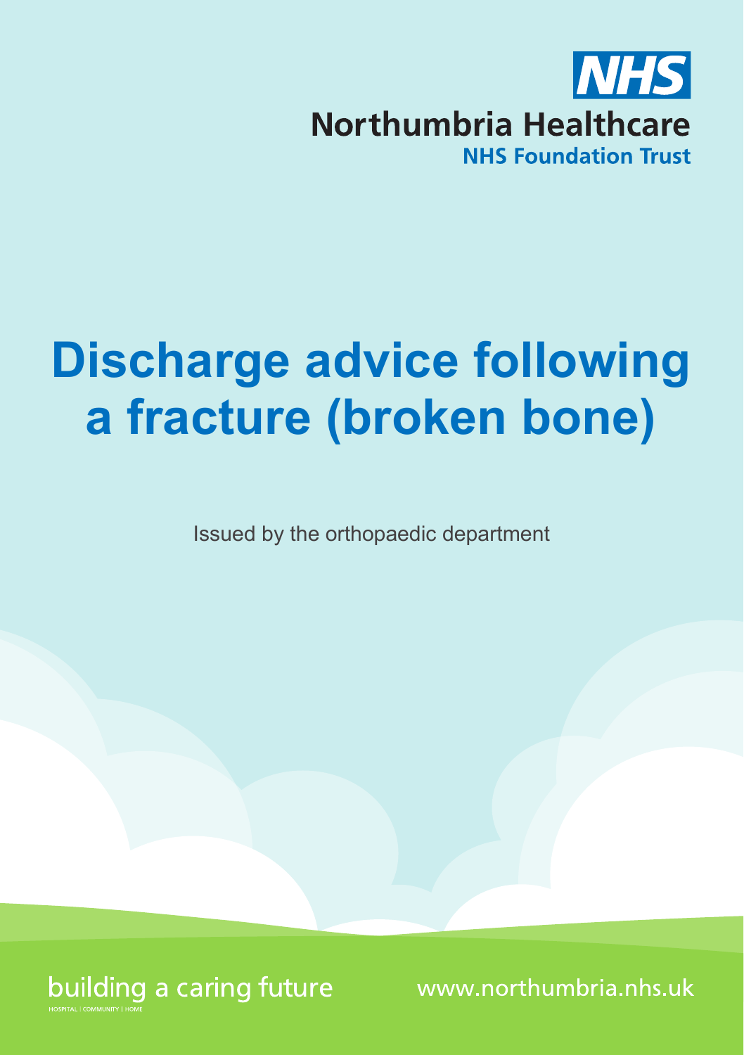NHS

Northumbria Healthcare
NHS Foundation Trust

# Discharge advice following a fracture (broken bone)

Issued by the orthopaedic department

building a caring future

HOSPITAL | COMMUNITY | HOME

www.northumbria.nhs.uk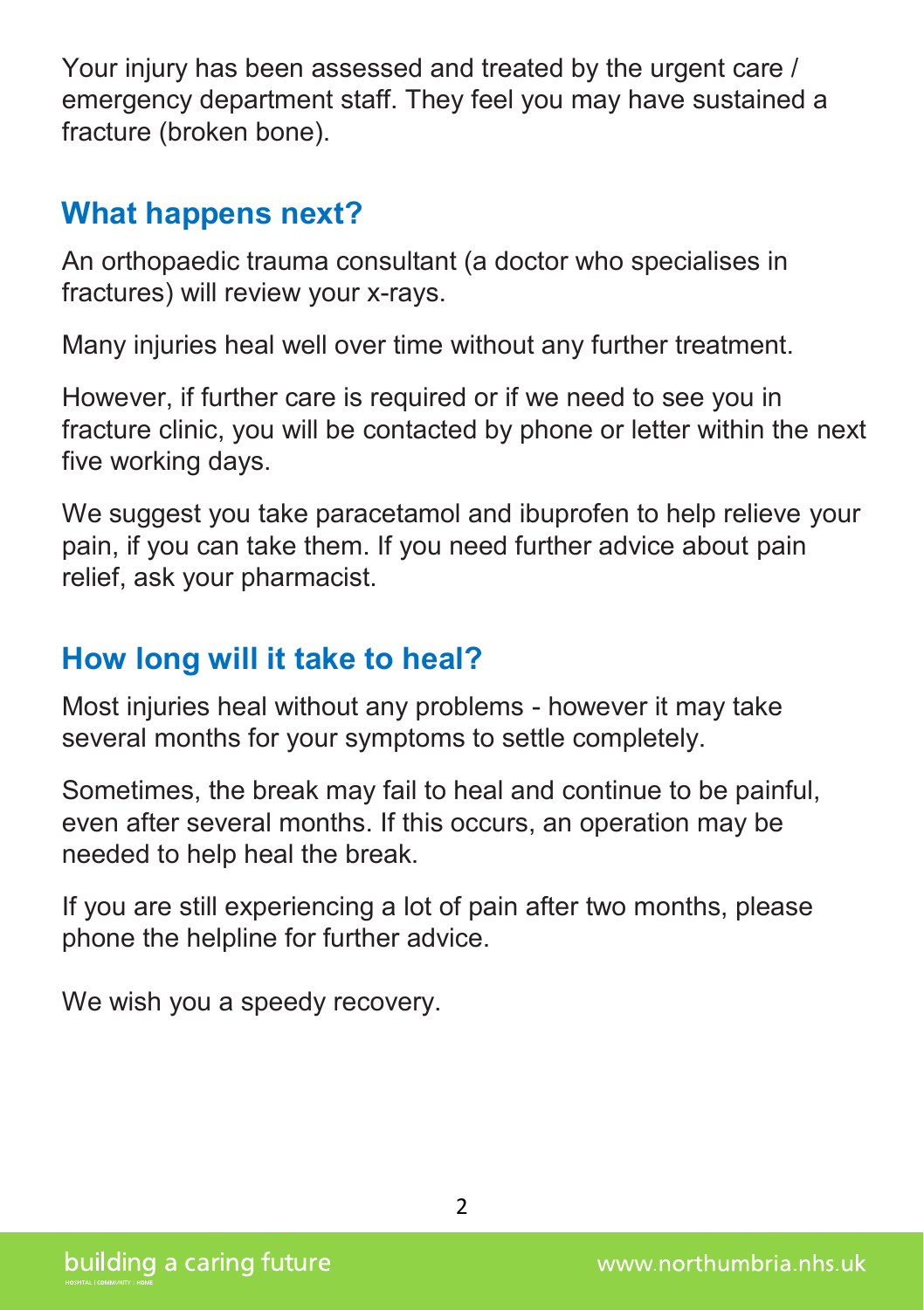Your injury has been assessed and treated by the urgent care / emergency department staff. They feel you may have sustained a fracture (broken bone).

## What happens next?

An orthopaedic trauma consultant (a doctor who specialises in fractures) will review your x-rays.

Many injuries heal well over time without any further treatment.

However, if further care is required or if we need to see you in fracture clinic, you will be contacted by phone or letter within the next five working days.

We suggest you take paracetamol and ibuprofen to help relieve your pain, if you can take them. If you need further advice about pain relief, ask your pharmacist.

## How long will it take to heal?

Most injuries heal without any problems - however it may take several months for your symptoms to settle completely.

Sometimes, the break may fail to heal and continue to be painful, even after several months. If this occurs, an operation may be needed to help heal the break.

If you are still experiencing a lot of pain after two months, please phone the helpline for further advice.

We wish you a speedy recovery.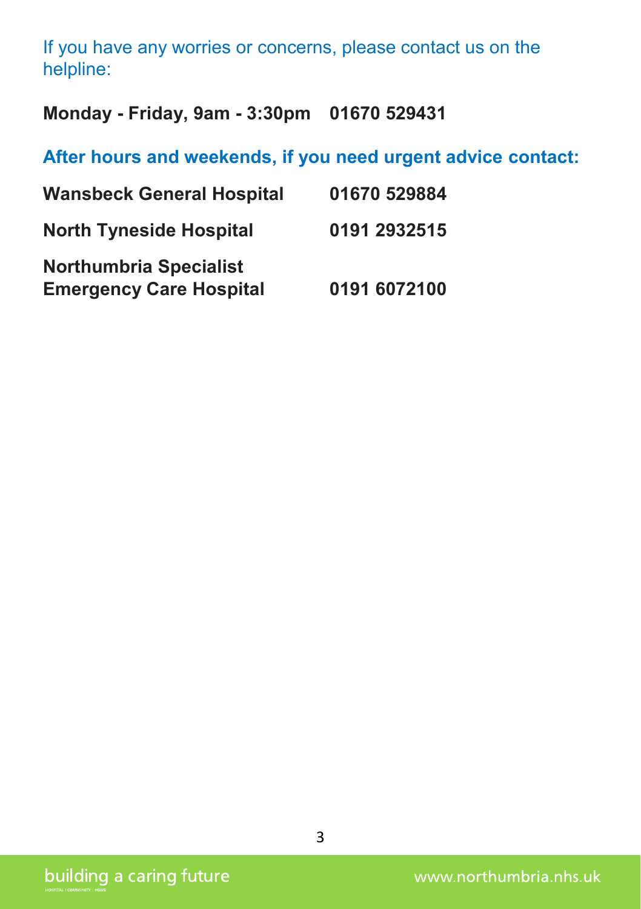If you have any worries or concerns, please contact us on the helpline:

**Monday - Friday, 9am - 3:30pm 01670 529431**

**After hours and weekends, if you need urgent advice contact:**

| | |
|---|---|
| **Wansbeck General Hospital** | **01670 529884** |
| **North Tyneside Hospital** | **0191 2932515** |
| **Northumbria Specialist Emergency Care Hospital** | **0191 6072100** |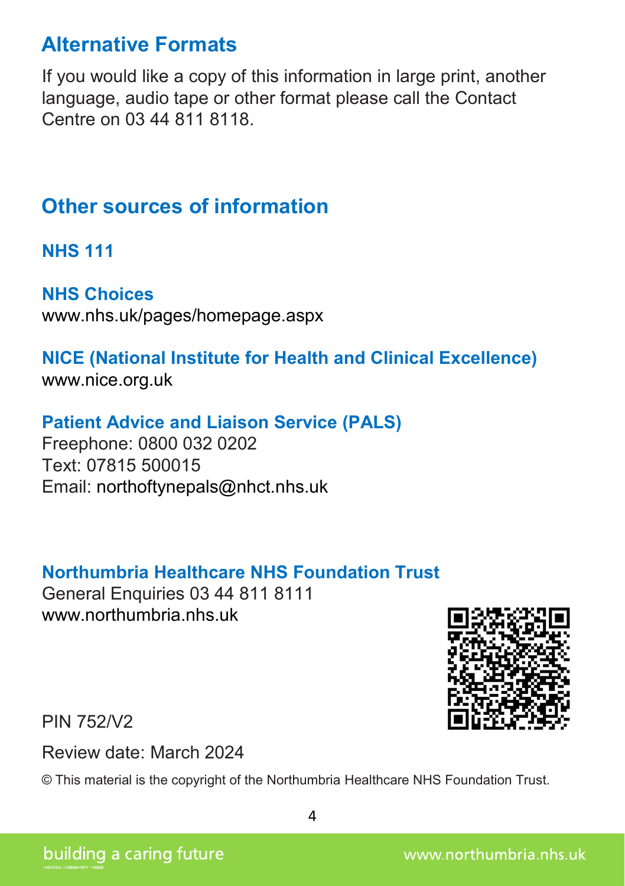## Alternative Formats

If you would like a copy of this information in large print, another language, audio tape or other format please call the Contact Centre on 03 44 811 8118.

## Other sources of information

### NHS 111

### NHS Choices

www.nhs.uk/pages/homepage.aspx

### NICE (National Institute for Health and Clinical Excellence)

www.nice.org.uk

### Patient Advice and Liaison Service (PALS)

Freephone: 0800 032 0202
Text: 07815 500015
Email: northoftynepals@nhct.nhs.uk

### Northumbria Healthcare NHS Foundation Trust

General Enquiries 03 44 811 8111
www.northumbria.nhs.uk

PIN 752/V2

Review date: March 2024

© This material is the copyright of the Northumbria Healthcare NHS Foundation Trust.

building a caring future

www.northumbria.nhs.uk